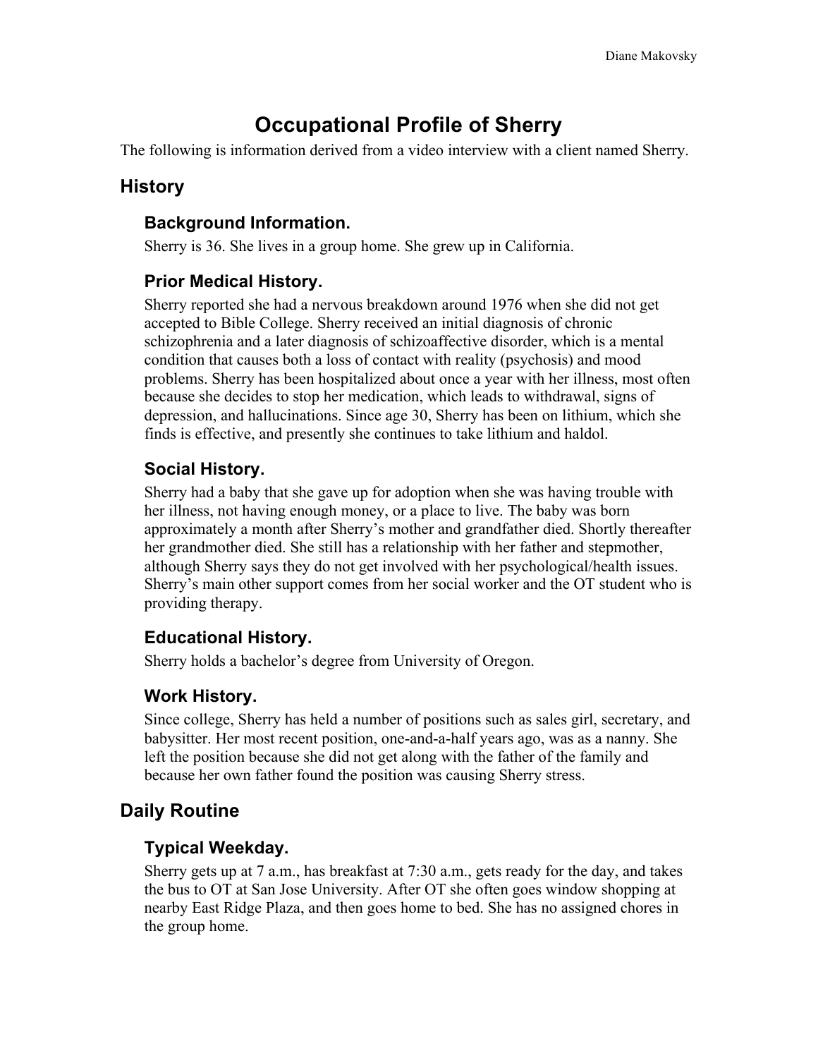# Occupational Profile of Sherry

The following is information derived from a video interview with a client named Sherry.

## History

### Background Information.

Sherry is 36. She lives in a group home. She grew up in California.

### Prior Medical History.

Sherry reported she had a nervous breakdown around 1976 when she did not get accepted to Bible College. Sherry received an initial diagnosis of chronic schizophrenia and a later diagnosis of schizoaffective disorder, which is a mental condition that causes both a loss of contact with reality (psychosis) and mood problems. Sherry has been hospitalized about once a year with her illness, most often because she decides to stop her medication, which leads to withdrawal, signs of depression, and hallucinations. Since age 30, Sherry has been on lithium, which she finds is effective, and presently she continues to take lithium and haldol.

### Social History.

Sherry had a baby that she gave up for adoption when she was having trouble with her illness, not having enough money, or a place to live. The baby was born approximately a month after Sherry's mother and grandfather died. Shortly thereafter her grandmother died. She still has a relationship with her father and stepmother, although Sherry says they do not get involved with her psychological/health issues. Sherry's main other support comes from her social worker and the OT student who is providing therapy.

### Educational History.

Sherry holds a bachelor's degree from University of Oregon.

### Work History.

Since college, Sherry has held a number of positions such as sales girl, secretary, and babysitter. Her most recent position, one-and-a-half years ago, was as a nanny. She left the position because she did not get along with the father of the family and because her own father found the position was causing Sherry stress.

## Daily Routine

### Typical Weekday.

Sherry gets up at 7 a.m., has breakfast at 7:30 a.m., gets ready for the day, and takes the bus to OT at San Jose University. After OT she often goes window shopping at nearby East Ridge Plaza, and then goes home to bed. She has no assigned chores in the group home.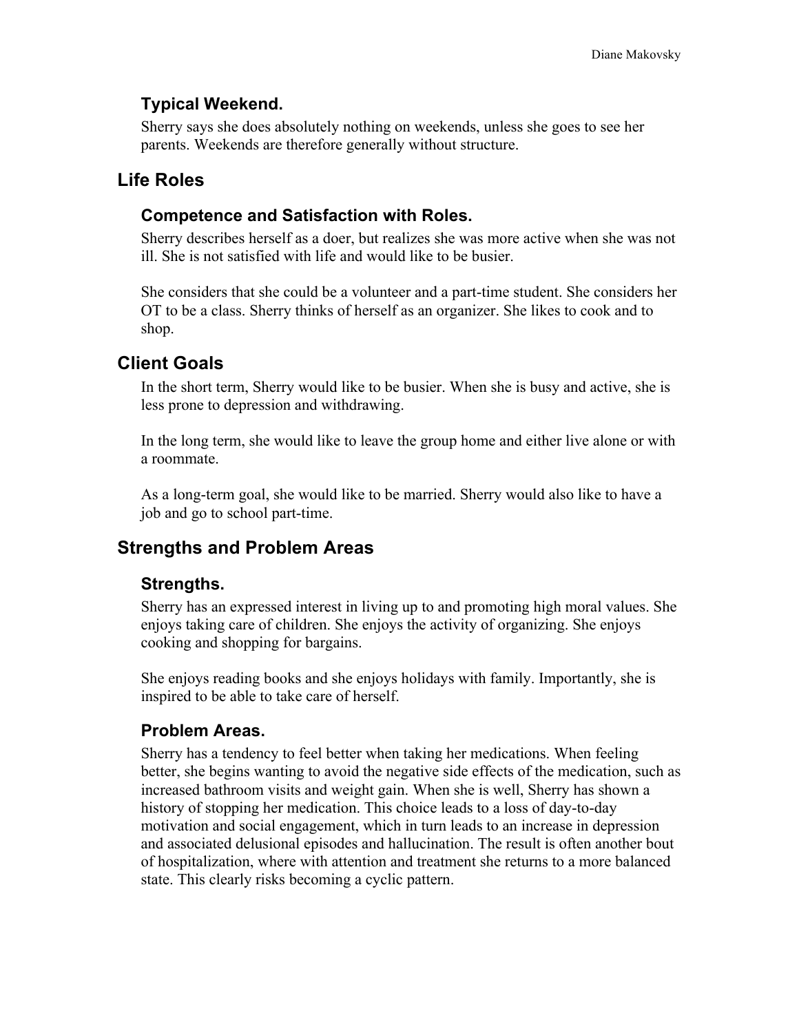### Typical Weekend.

Sherry says she does absolutely nothing on weekends, unless she goes to see her parents. Weekends are therefore generally without structure.

## Life Roles

### Competence and Satisfaction with Roles.

Sherry describes herself as a doer, but realizes she was more active when she was not ill. She is not satisfied with life and would like to be busier.

She considers that she could be a volunteer and a part-time student. She considers her OT to be a class. Sherry thinks of herself as an organizer. She likes to cook and to shop.

## Client Goals

In the short term, Sherry would like to be busier. When she is busy and active, she is less prone to depression and withdrawing.

In the long term, she would like to leave the group home and either live alone or with a roommate.

As a long-term goal, she would like to be married. Sherry would also like to have a job and go to school part-time.

## Strengths and Problem Areas

### Strengths.

Sherry has an expressed interest in living up to and promoting high moral values. She enjoys taking care of children. She enjoys the activity of organizing. She enjoys cooking and shopping for bargains.

She enjoys reading books and she enjoys holidays with family. Importantly, she is inspired to be able to take care of herself.

### Problem Areas.

Sherry has a tendency to feel better when taking her medications. When feeling better, she begins wanting to avoid the negative side effects of the medication, such as increased bathroom visits and weight gain. When she is well, Sherry has shown a history of stopping her medication. This choice leads to a loss of day-to-day motivation and social engagement, which in turn leads to an increase in depression and associated delusional episodes and hallucination. The result is often another bout of hospitalization, where with attention and treatment she returns to a more balanced state. This clearly risks becoming a cyclic pattern.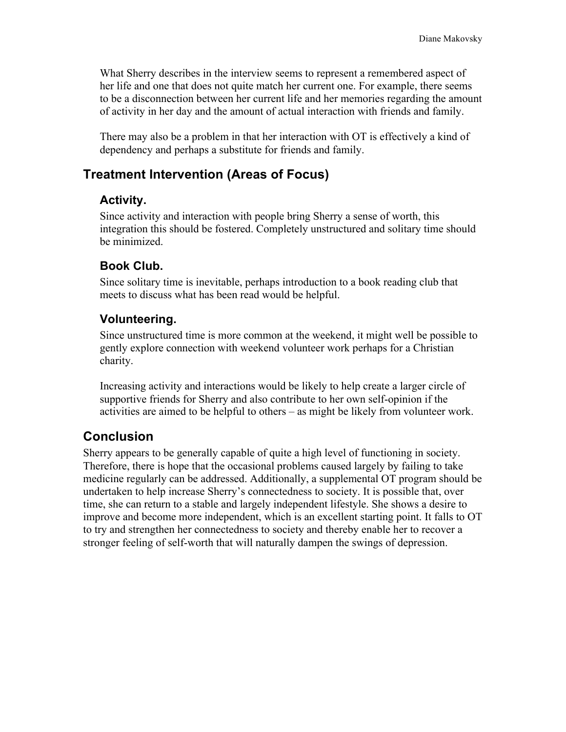What Sherry describes in the interview seems to represent a remembered aspect of her life and one that does not quite match her current one. For example, there seems to be a disconnection between her current life and her memories regarding the amount of activity in her day and the amount of actual interaction with friends and family.

There may also be a problem in that her interaction with OT is effectively a kind of dependency and perhaps a substitute for friends and family.

## Treatment Intervention (Areas of Focus)

### Activity.

Since activity and interaction with people bring Sherry a sense of worth, this integration this should be fostered. Completely unstructured and solitary time should be minimized.

### Book Club.

Since solitary time is inevitable, perhaps introduction to a book reading club that meets to discuss what has been read would be helpful.

### Volunteering.

Since unstructured time is more common at the weekend, it might well be possible to gently explore connection with weekend volunteer work perhaps for a Christian charity.

Increasing activity and interactions would be likely to help create a larger circle of supportive friends for Sherry and also contribute to her own self-opinion if the activities are aimed to be helpful to others – as might be likely from volunteer work.

## Conclusion

Sherry appears to be generally capable of quite a high level of functioning in society. Therefore, there is hope that the occasional problems caused largely by failing to take medicine regularly can be addressed. Additionally, a supplemental OT program should be undertaken to help increase Sherry's connectedness to society. It is possible that, over time, she can return to a stable and largely independent lifestyle. She shows a desire to improve and become more independent, which is an excellent starting point. It falls to OT to try and strengthen her connectedness to society and thereby enable her to recover a stronger feeling of self-worth that will naturally dampen the swings of depression.